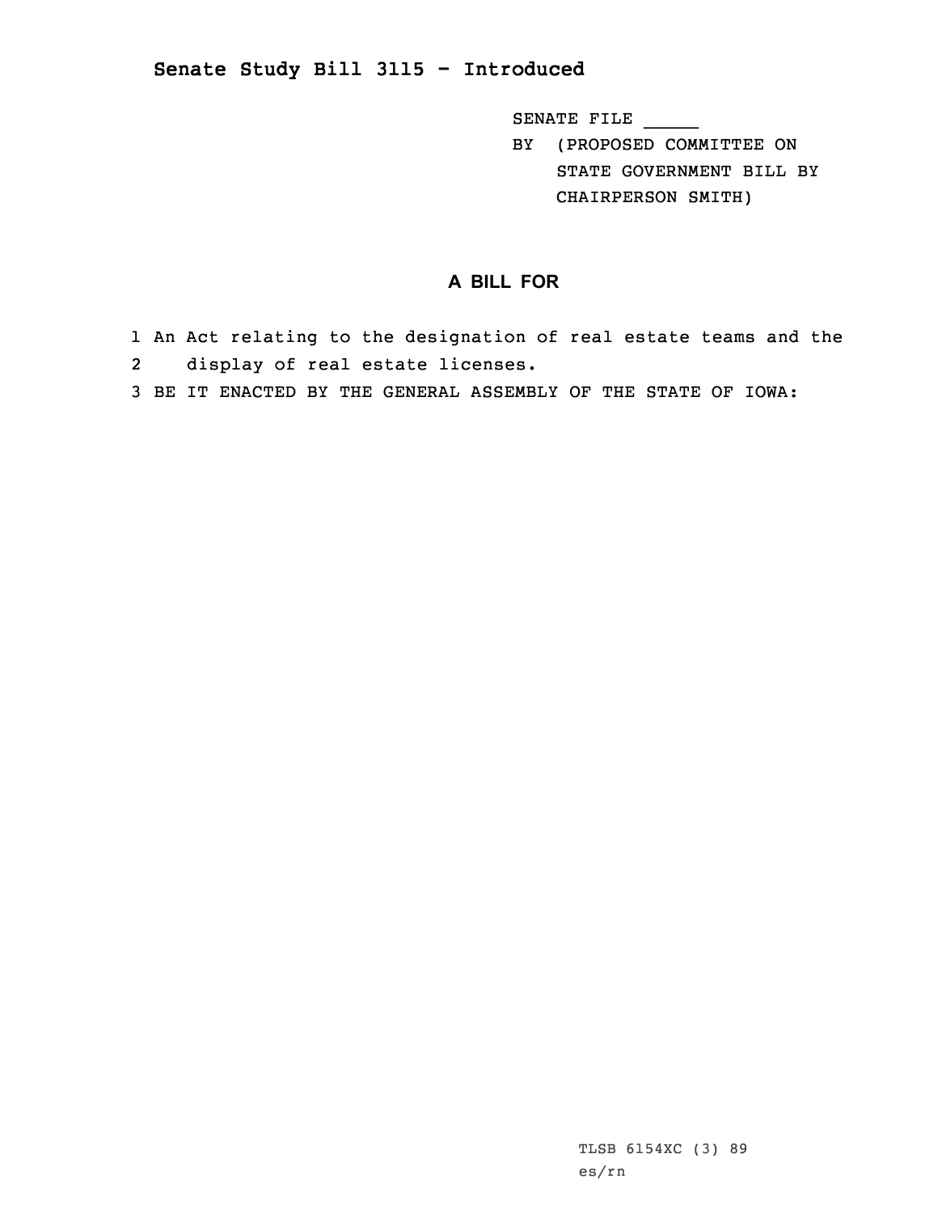## Senate Study Bill 3115 - Introduced

SENATE FILE _____

BY (PROPOSED COMMITTEE ON STATE GOVERNMENT BILL BY CHAIRPERSON SMITH)

### A BILL FOR

1 An Act relating to the designation of real estate teams and the
2 display of real estate licenses.
3 BE IT ENACTED BY THE GENERAL ASSEMBLY OF THE STATE OF IOWA:

TLSB 6154XC (3) 89
es/rn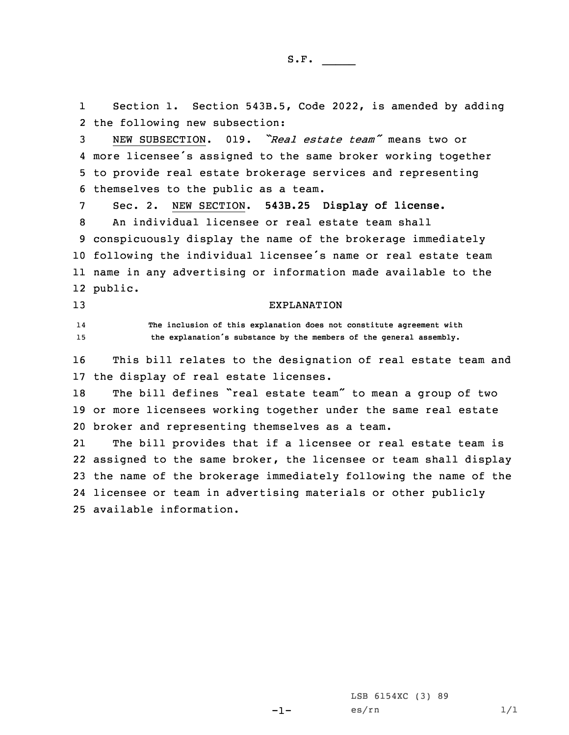S.F. _____

1 Section 1. Section 543B.5, Code 2022, is amended by adding
2 the following new subsection:

3 NEW SUBSECTION. 019. *"Real estate team"* means two or
4 more licensee's assigned to the same broker working together
5 to provide real estate brokerage services and representing
6 themselves to the public as a team.

7 Sec. 2. NEW SECTION. **543B.25 Display of license.**

8 An individual licensee or real estate team shall
9 conspicuously display the name of the brokerage immediately
10 following the individual licensee's name or real estate team
11 name in any advertising or information made available to the
12 public.

13 EXPLANATION

14 The inclusion of this explanation does not constitute agreement with
15 the explanation's substance by the members of the general assembly.

16 This bill relates to the designation of real estate team and
17 the display of real estate licenses.

18 The bill defines "real estate team" to mean a group of two
19 or more licensees working together under the same real estate
20 broker and representing themselves as a team.

21 The bill provides that if a licensee or real estate team is
22 assigned to the same broker, the licensee or team shall display
23 the name of the brokerage immediately following the name of the
24 licensee or team in advertising materials or other publicly
25 available information.

LSB 6154XC (3) 89
es/rn